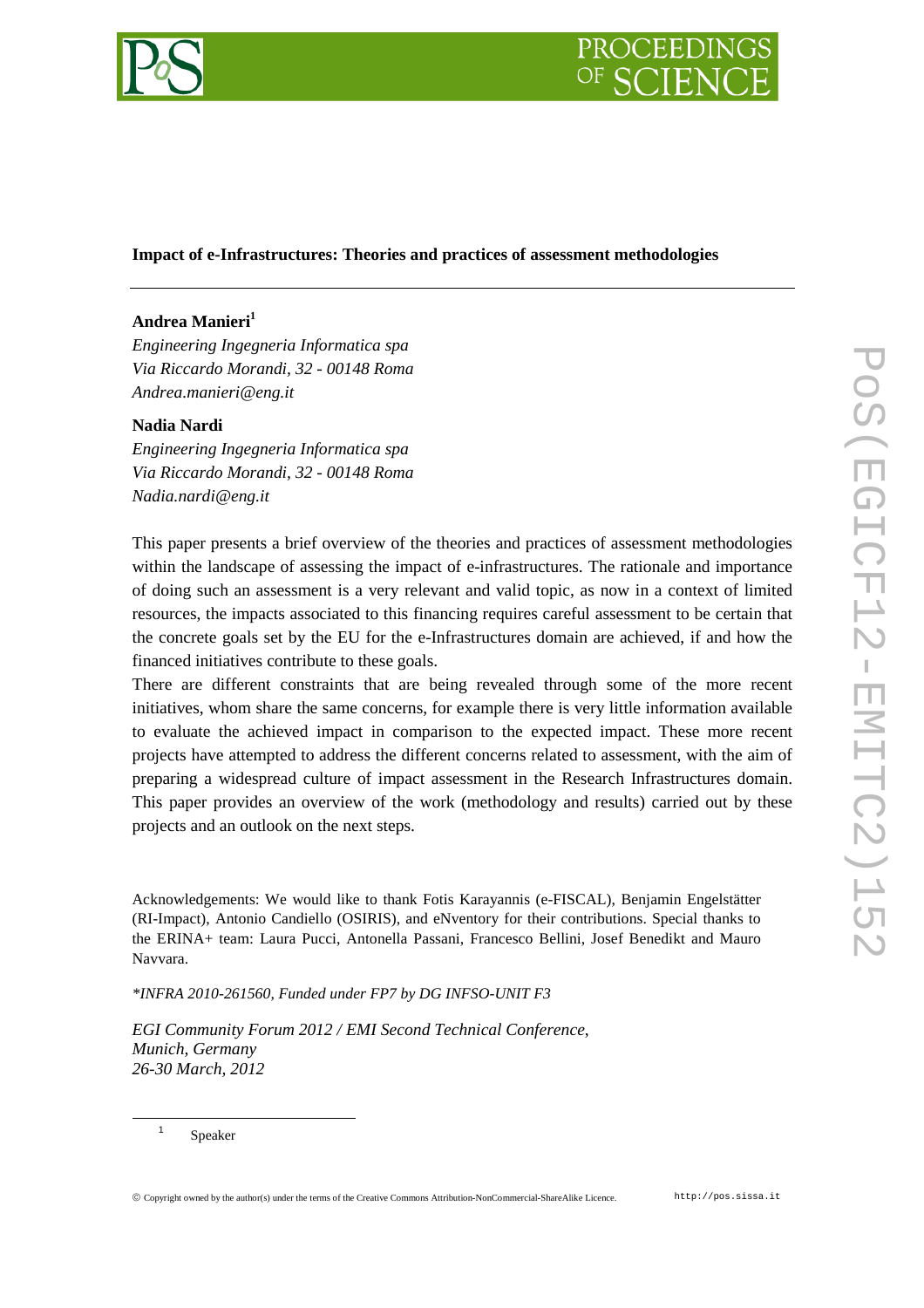# Impact of e-Infrastructures: Theories and practices of assessment methodologies

**Andrea Manieri**[1]

*Engineering Ingegneria Informatica spa*
*Via Riccardo Morandi, 32 - 00148 Roma*
*Andrea.manieri@eng.it*

**Nadia Nardi**

*Engineering Ingegneria Informatica spa*
*Via Riccardo Morandi, 32 - 00148 Roma*
*Nadia.nardi@eng.it*

This paper presents a brief overview of the theories and practices of assessment methodologies within the landscape of assessing the impact of e-infrastructures. The rationale and importance of doing such an assessment is a very relevant and valid topic, as now in a context of limited resources, the impacts associated to this financing requires careful assessment to be certain that the concrete goals set by the EU for the e-Infrastructures domain are achieved, if and how the financed initiatives contribute to these goals.

There are different constraints that are being revealed through some of the more recent initiatives, whom share the same concerns, for example there is very little information available to evaluate the achieved impact in comparison to the expected impact. These more recent projects have attempted to address the different concerns related to assessment, with the aim of preparing a widespread culture of impact assessment in the Research Infrastructures domain. This paper provides an overview of the work (methodology and results) carried out by these projects and an outlook on the next steps.

Acknowledgements: We would like to thank Fotis Karayannis (e-FISCAL), Benjamin Engelstätter (RI-Impact), Antonio Candiello (OSIRIS), and eNventory for their contributions. Special thanks to the ERINA+ team: Laura Pucci, Antonella Passani, Francesco Bellini, Josef Benedikt and Mauro Navvara.

*\*INFRA 2010-261560, Funded under FP7 by DG INFSO-UNIT F3*

*EGI Community Forum 2012 / EMI Second Technical Conference,*
*Munich, Germany*
*26-30 March, 2012*

[1] Speaker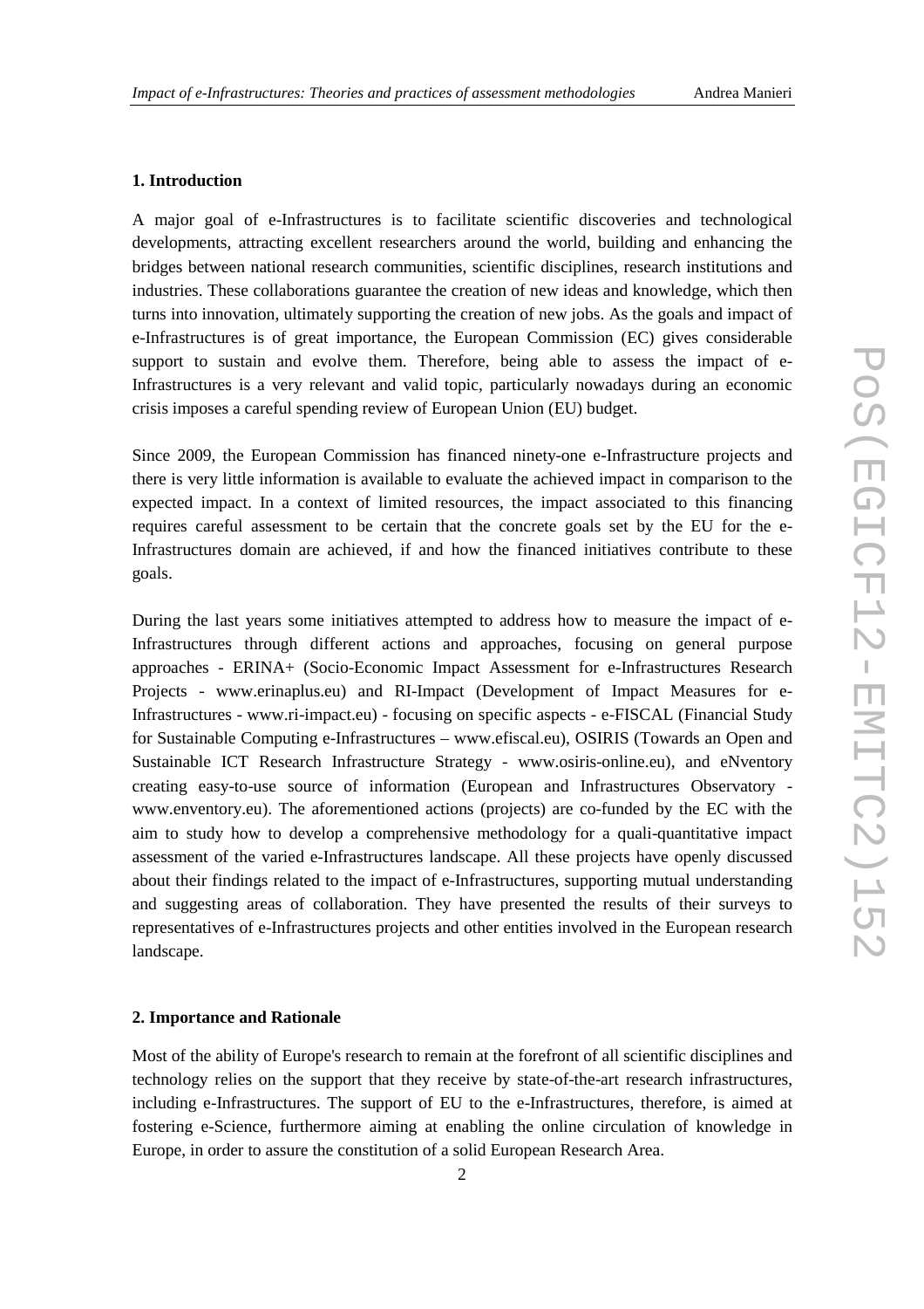## 1. Introduction

A major goal of e-Infrastructures is to facilitate scientific discoveries and technological developments, attracting excellent researchers around the world, building and enhancing the bridges between national research communities, scientific disciplines, research institutions and industries. These collaborations guarantee the creation of new ideas and knowledge, which then turns into innovation, ultimately supporting the creation of new jobs. As the goals and impact of e-Infrastructures is of great importance, the European Commission (EC) gives considerable support to sustain and evolve them. Therefore, being able to assess the impact of e-Infrastructures is a very relevant and valid topic, particularly nowadays during an economic crisis imposes a careful spending review of European Union (EU) budget.

Since 2009, the European Commission has financed ninety-one e-Infrastructure projects and there is very little information is available to evaluate the achieved impact in comparison to the expected impact. In a context of limited resources, the impact associated to this financing requires careful assessment to be certain that the concrete goals set by the EU for the e-Infrastructures domain are achieved, if and how the financed initiatives contribute to these goals.

During the last years some initiatives attempted to address how to measure the impact of e-Infrastructures through different actions and approaches, focusing on general purpose approaches - ERINA+ (Socio-Economic Impact Assessment for e-Infrastructures Research Projects - www.erinaplus.eu) and RI-Impact (Development of Impact Measures for e-Infrastructures - www.ri-impact.eu) - focusing on specific aspects - e-FISCAL (Financial Study for Sustainable Computing e-Infrastructures – www.efiscal.eu), OSIRIS (Towards an Open and Sustainable ICT Research Infrastructure Strategy - www.osiris-online.eu), and eNventory creating easy-to-use source of information (European and Infrastructures Observatory - www.enventory.eu). The aforementioned actions (projects) are co-funded by the EC with the aim to study how to develop a comprehensive methodology for a quali-quantitative impact assessment of the varied e-Infrastructures landscape. All these projects have openly discussed about their findings related to the impact of e-Infrastructures, supporting mutual understanding and suggesting areas of collaboration. They have presented the results of their surveys to representatives of e-Infrastructures projects and other entities involved in the European research landscape.

## 2. Importance and Rationale

Most of the ability of Europe's research to remain at the forefront of all scientific disciplines and technology relies on the support that they receive by state-of-the-art research infrastructures, including e-Infrastructures. The support of EU to the e-Infrastructures, therefore, is aimed at fostering e-Science, furthermore aiming at enabling the online circulation of knowledge in Europe, in order to assure the constitution of a solid European Research Area.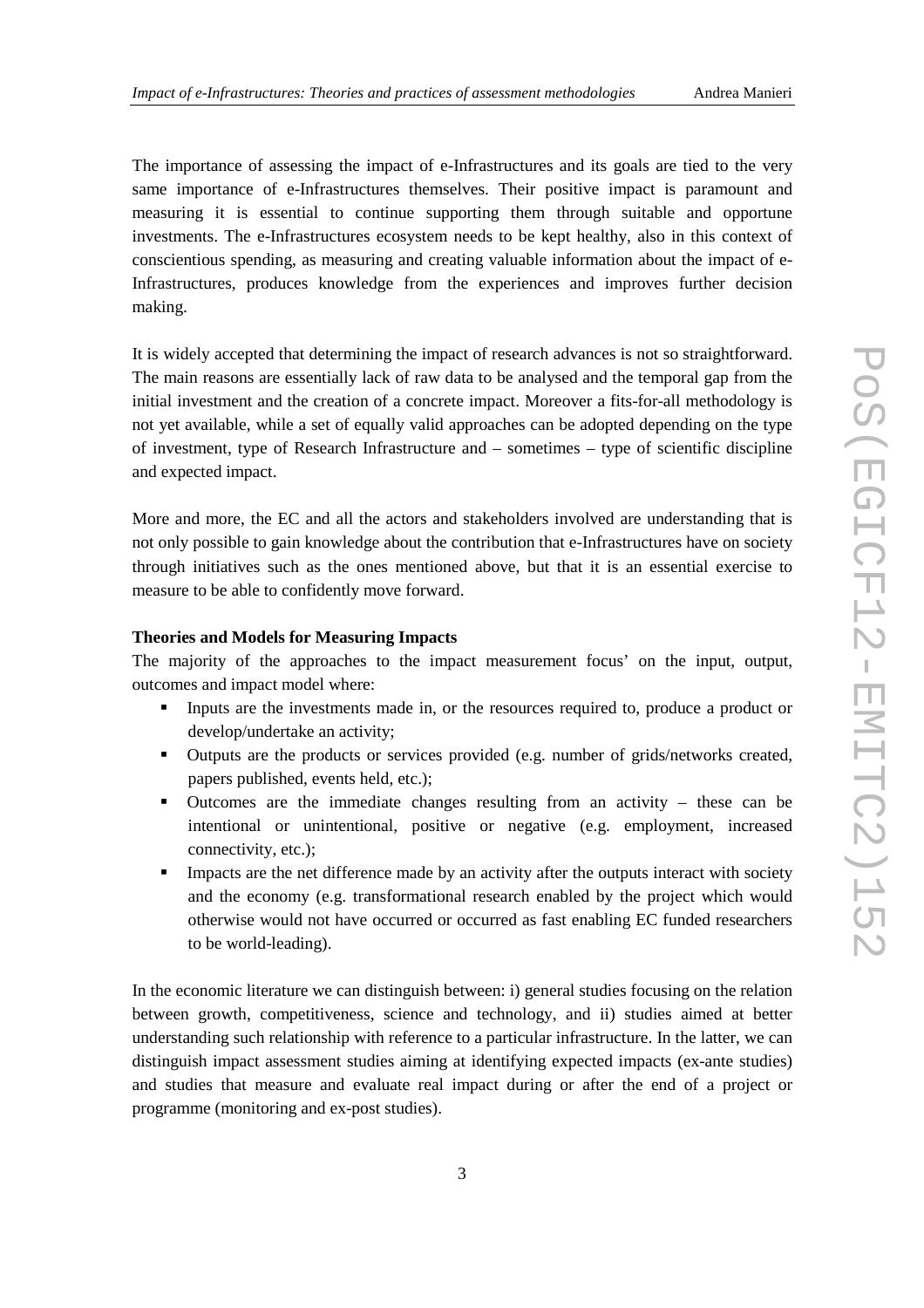The importance of assessing the impact of e-Infrastructures and its goals are tied to the very same importance of e-Infrastructures themselves. Their positive impact is paramount and measuring it is essential to continue supporting them through suitable and opportune investments. The e-Infrastructures ecosystem needs to be kept healthy, also in this context of conscientious spending, as measuring and creating valuable information about the impact of e-Infrastructures, produces knowledge from the experiences and improves further decision making.

It is widely accepted that determining the impact of research advances is not so straightforward. The main reasons are essentially lack of raw data to be analysed and the temporal gap from the initial investment and the creation of a concrete impact. Moreover a fits-for-all methodology is not yet available, while a set of equally valid approaches can be adopted depending on the type of investment, type of Research Infrastructure and – sometimes – type of scientific discipline and expected impact.

More and more, the EC and all the actors and stakeholders involved are understanding that is not only possible to gain knowledge about the contribution that e-Infrastructures have on society through initiatives such as the ones mentioned above, but that it is an essential exercise to measure to be able to confidently move forward.

**Theories and Models for Measuring Impacts**

The majority of the approaches to the impact measurement focus' on the input, output, outcomes and impact model where:

- Inputs are the investments made in, or the resources required to, produce a product or develop/undertake an activity;
- Outputs are the products or services provided (e.g. number of grids/networks created, papers published, events held, etc.);
- Outcomes are the immediate changes resulting from an activity – these can be intentional or unintentional, positive or negative (e.g. employment, increased connectivity, etc.);
- Impacts are the net difference made by an activity after the outputs interact with society and the economy (e.g. transformational research enabled by the project which would otherwise would not have occurred or occurred as fast enabling EC funded researchers to be world-leading).

In the economic literature we can distinguish between: i) general studies focusing on the relation between growth, competitiveness, science and technology, and ii) studies aimed at better understanding such relationship with reference to a particular infrastructure. In the latter, we can distinguish impact assessment studies aiming at identifying expected impacts (ex-ante studies) and studies that measure and evaluate real impact during or after the end of a project or programme (monitoring and ex-post studies).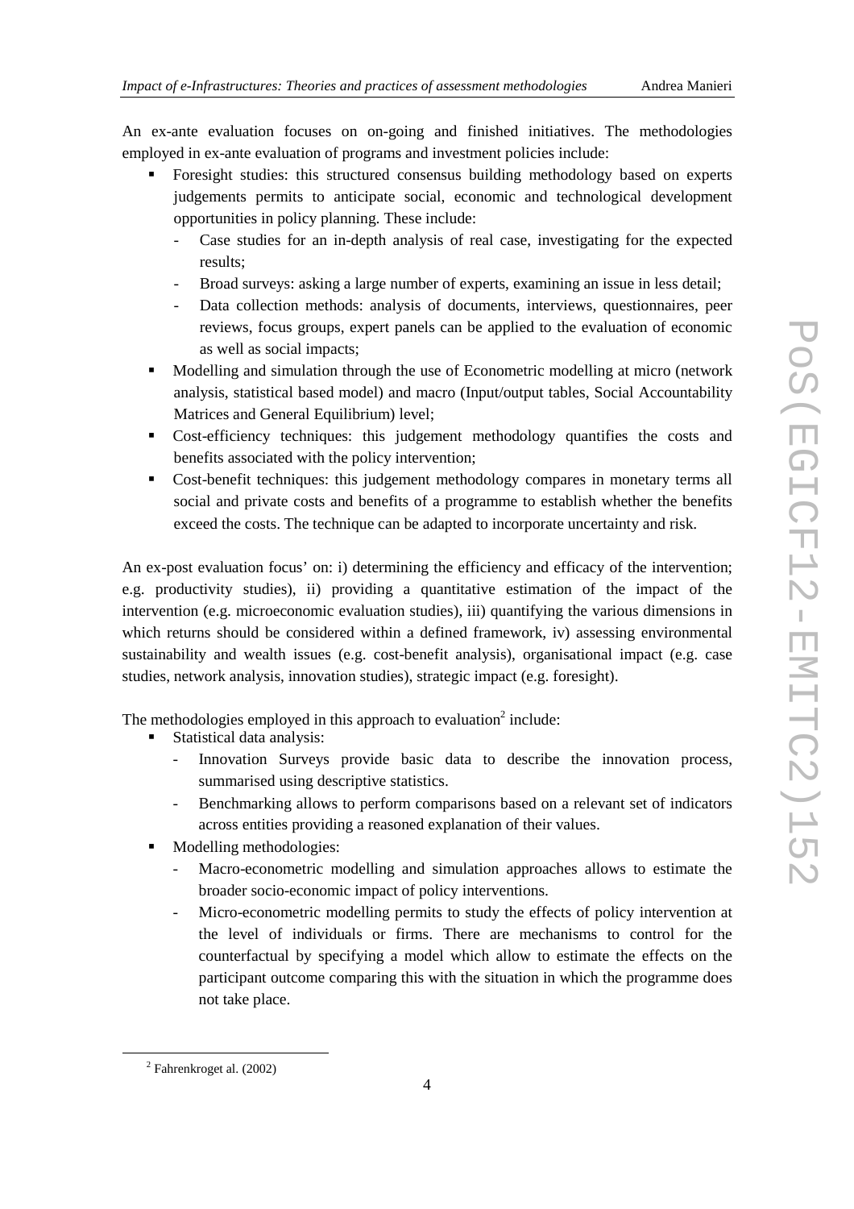An ex-ante evaluation focuses on on-going and finished initiatives. The methodologies employed in ex-ante evaluation of programs and investment policies include:

- Foresight studies: this structured consensus building methodology based on experts judgements permits to anticipate social, economic and technological development opportunities in policy planning. These include:
  - Case studies for an in-depth analysis of real case, investigating for the expected results;
  - Broad surveys: asking a large number of experts, examining an issue in less detail;
  - Data collection methods: analysis of documents, interviews, questionnaires, peer reviews, focus groups, expert panels can be applied to the evaluation of economic as well as social impacts;
- Modelling and simulation through the use of Econometric modelling at micro (network analysis, statistical based model) and macro (Input/output tables, Social Accountability Matrices and General Equilibrium) level;
- Cost-efficiency techniques: this judgement methodology quantifies the costs and benefits associated with the policy intervention;
- Cost-benefit techniques: this judgement methodology compares in monetary terms all social and private costs and benefits of a programme to establish whether the benefits exceed the costs. The technique can be adapted to incorporate uncertainty and risk.

An ex-post evaluation focus' on: i) determining the efficiency and efficacy of the intervention; e.g. productivity studies), ii) providing a quantitative estimation of the impact of the intervention (e.g. microeconomic evaluation studies), iii) quantifying the various dimensions in which returns should be considered within a defined framework, iv) assessing environmental sustainability and wealth issues (e.g. cost-benefit analysis), organisational impact (e.g. case studies, network analysis, innovation studies), strategic impact (e.g. foresight).

The methodologies employed in this approach to evaluation[2] include:

- Statistical data analysis:
  - Innovation Surveys provide basic data to describe the innovation process, summarised using descriptive statistics.
  - Benchmarking allows to perform comparisons based on a relevant set of indicators across entities providing a reasoned explanation of their values.
- Modelling methodologies:
  - Macro-econometric modelling and simulation approaches allows to estimate the broader socio-economic impact of policy interventions.
  - Micro-econometric modelling permits to study the effects of policy intervention at the level of individuals or firms. There are mechanisms to control for the counterfactual by specifying a model which allow to estimate the effects on the participant outcome comparing this with the situation in which the programme does not take place.

[2] Fahrenkroget al. (2002)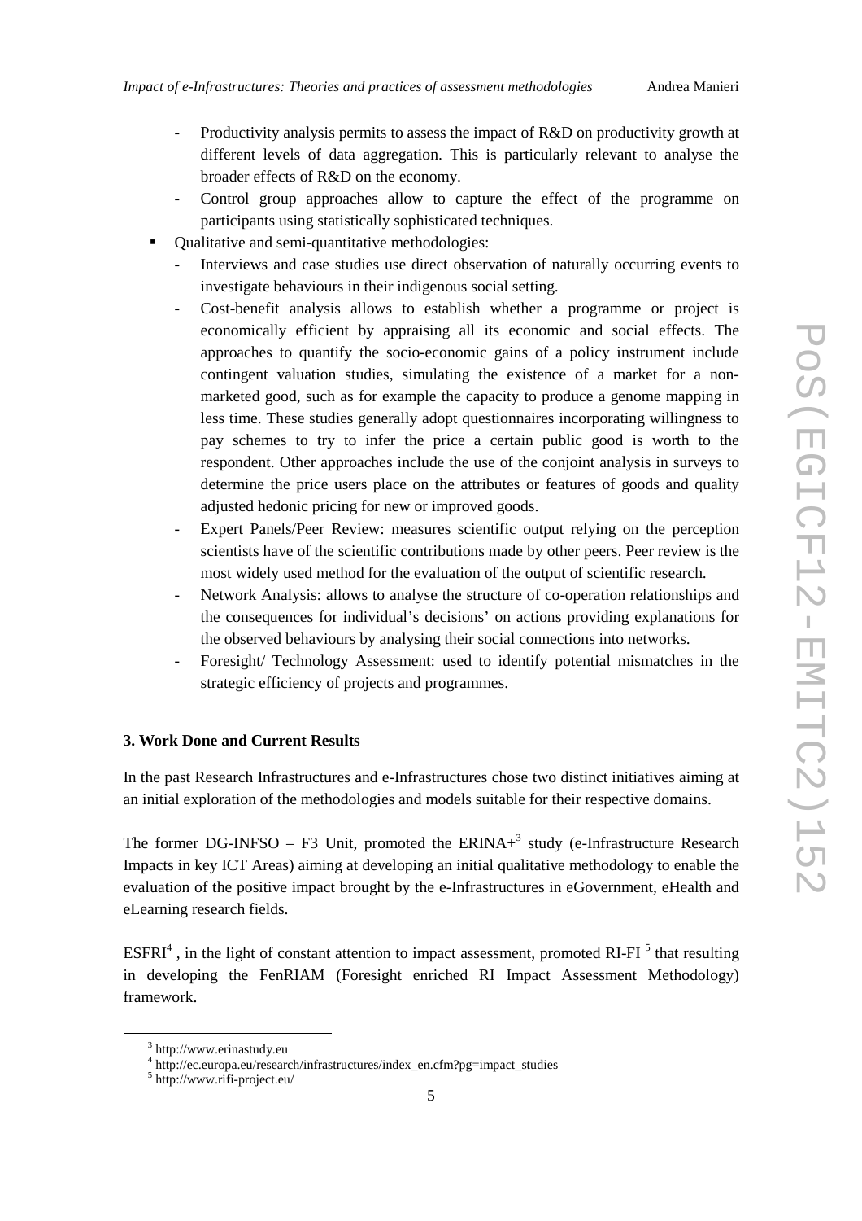- Productivity analysis permits to assess the impact of R&D on productivity growth at different levels of data aggregation. This is particularly relevant to analyse the broader effects of R&D on the economy.
  - Control group approaches allow to capture the effect of the programme on participants using statistically sophisticated techniques.

- Qualitative and semi-quantitative methodologies:
  - Interviews and case studies use direct observation of naturally occurring events to investigate behaviours in their indigenous social setting.
  - Cost-benefit analysis allows to establish whether a programme or project is economically efficient by appraising all its economic and social effects. The approaches to quantify the socio-economic gains of a policy instrument include contingent valuation studies, simulating the existence of a market for a non-marketed good, such as for example the capacity to produce a genome mapping in less time. These studies generally adopt questionnaires incorporating willingness to pay schemes to try to infer the price a certain public good is worth to the respondent. Other approaches include the use of the conjoint analysis in surveys to determine the price users place on the attributes or features of goods and quality adjusted hedonic pricing for new or improved goods.
  - Expert Panels/Peer Review: measures scientific output relying on the perception scientists have of the scientific contributions made by other peers. Peer review is the most widely used method for the evaluation of the output of scientific research.
  - Network Analysis: allows to analyse the structure of co-operation relationships and the consequences for individual's decisions' on actions providing explanations for the observed behaviours by analysing their social connections into networks.
  - Foresight/ Technology Assessment: used to identify potential mismatches in the strategic efficiency of projects and programmes.

**3. Work Done and Current Results**

In the past Research Infrastructures and e-Infrastructures chose two distinct initiatives aiming at an initial exploration of the methodologies and models suitable for their respective domains.

The former DG-INFSO – F3 Unit, promoted the ERINA+[3] study (e-Infrastructure Research Impacts in key ICT Areas) aiming at developing an initial qualitative methodology to enable the evaluation of the positive impact brought by the e-Infrastructures in eGovernment, eHealth and eLearning research fields.

ESFRI[4] , in the light of constant attention to impact assessment, promoted RI-FI [5] that resulting in developing the FenRIAM (Foresight enriched RI Impact Assessment Methodology) framework.

[3] http://www.erinastudy.eu

[4] http://ec.europa.eu/research/infrastructures/index_en.cfm?pg=impact_studies

[5] http://www.rifi-project.eu/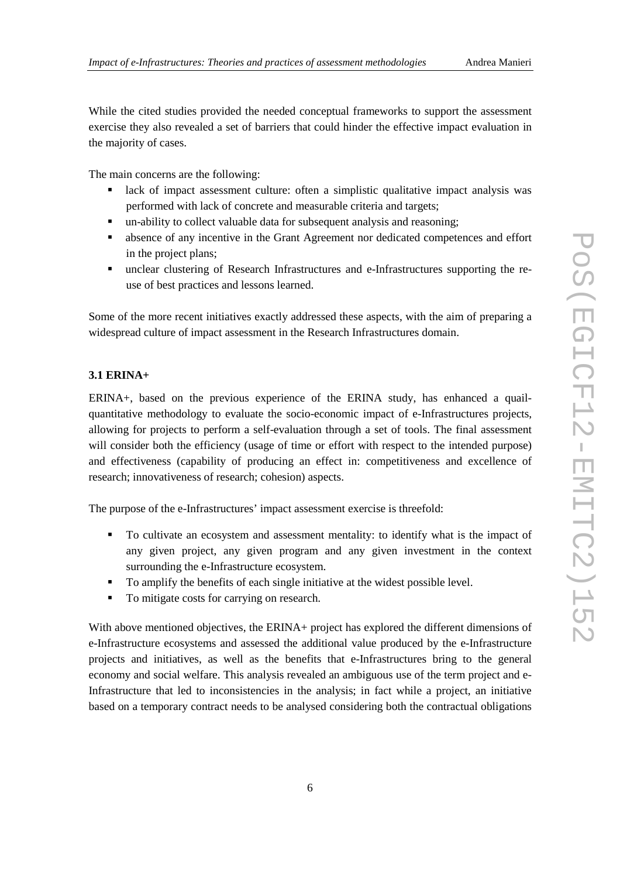While the cited studies provided the needed conceptual frameworks to support the assessment exercise they also revealed a set of barriers that could hinder the effective impact evaluation in the majority of cases.

The main concerns are the following:

- lack of impact assessment culture: often a simplistic qualitative impact analysis was performed with lack of concrete and measurable criteria and targets;
- un-ability to collect valuable data for subsequent analysis and reasoning;
- absence of any incentive in the Grant Agreement nor dedicated competences and effort in the project plans;
- unclear clustering of Research Infrastructures and e-Infrastructures supporting the re-use of best practices and lessons learned.

Some of the more recent initiatives exactly addressed these aspects, with the aim of preparing a widespread culture of impact assessment in the Research Infrastructures domain.

### 3.1 ERINA+

ERINA+, based on the previous experience of the ERINA study, has enhanced a quail-quantitative methodology to evaluate the socio-economic impact of e-Infrastructures projects, allowing for projects to perform a self-evaluation through a set of tools. The final assessment will consider both the efficiency (usage of time or effort with respect to the intended purpose) and effectiveness (capability of producing an effect in: competitiveness and excellence of research; innovativeness of research; cohesion) aspects.

The purpose of the e-Infrastructures' impact assessment exercise is threefold:

- To cultivate an ecosystem and assessment mentality: to identify what is the impact of any given project, any given program and any given investment in the context surrounding the e-Infrastructure ecosystem.
- To amplify the benefits of each single initiative at the widest possible level.
- To mitigate costs for carrying on research.

With above mentioned objectives, the ERINA+ project has explored the different dimensions of e-Infrastructure ecosystems and assessed the additional value produced by the e-Infrastructure projects and initiatives, as well as the benefits that e-Infrastructures bring to the general economy and social welfare. This analysis revealed an ambiguous use of the term project and e-Infrastructure that led to inconsistencies in the analysis; in fact while a project, an initiative based on a temporary contract needs to be analysed considering both the contractual obligations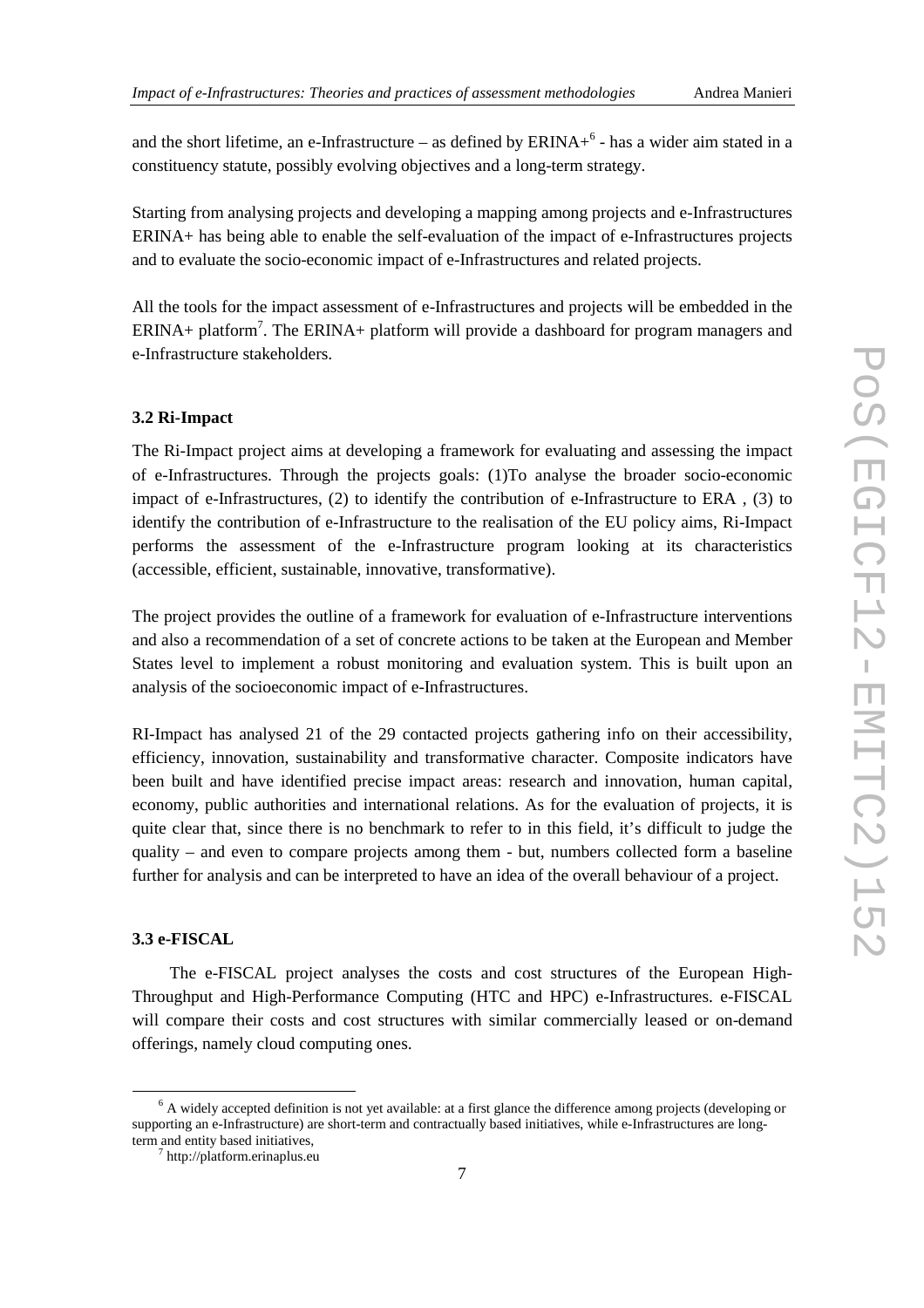and the short lifetime, an e-Infrastructure – as defined by ERINA+[6] - has a wider aim stated in a constituency statute, possibly evolving objectives and a long-term strategy.

Starting from analysing projects and developing a mapping among projects and e-Infrastructures ERINA+ has being able to enable the self-evaluation of the impact of e-Infrastructures projects and to evaluate the socio-economic impact of e-Infrastructures and related projects.

All the tools for the impact assessment of e-Infrastructures and projects will be embedded in the ERINA+ platform[7]. The ERINA+ platform will provide a dashboard for program managers and e-Infrastructure stakeholders.

### 3.2 Ri-Impact

The Ri-Impact project aims at developing a framework for evaluating and assessing the impact of e-Infrastructures. Through the projects goals: (1)To analyse the broader socio-economic impact of e-Infrastructures, (2) to identify the contribution of e-Infrastructure to ERA , (3) to identify the contribution of e-Infrastructure to the realisation of the EU policy aims, Ri-Impact performs the assessment of the e-Infrastructure program looking at its characteristics (accessible, efficient, sustainable, innovative, transformative).

The project provides the outline of a framework for evaluation of e-Infrastructure interventions and also a recommendation of a set of concrete actions to be taken at the European and Member States level to implement a robust monitoring and evaluation system. This is built upon an analysis of the socioeconomic impact of e-Infrastructures.

RI-Impact has analysed 21 of the 29 contacted projects gathering info on their accessibility, efficiency, innovation, sustainability and transformative character. Composite indicators have been built and have identified precise impact areas: research and innovation, human capital, economy, public authorities and international relations. As for the evaluation of projects, it is quite clear that, since there is no benchmark to refer to in this field, it's difficult to judge the quality – and even to compare projects among them - but, numbers collected form a baseline further for analysis and can be interpreted to have an idea of the overall behaviour of a project.

### 3.3 e-FISCAL

The e-FISCAL project analyses the costs and cost structures of the European High-Throughput and High-Performance Computing (HTC and HPC) e-Infrastructures. e-FISCAL will compare their costs and cost structures with similar commercially leased or on-demand offerings, namely cloud computing ones.

---

[6] A widely accepted definition is not yet available: at a first glance the difference among projects (developing or supporting an e-Infrastructure) are short-term and contractually based initiatives, while e-Infrastructures are long-term and entity based initiatives,

[7] http://platform.erinaplus.eu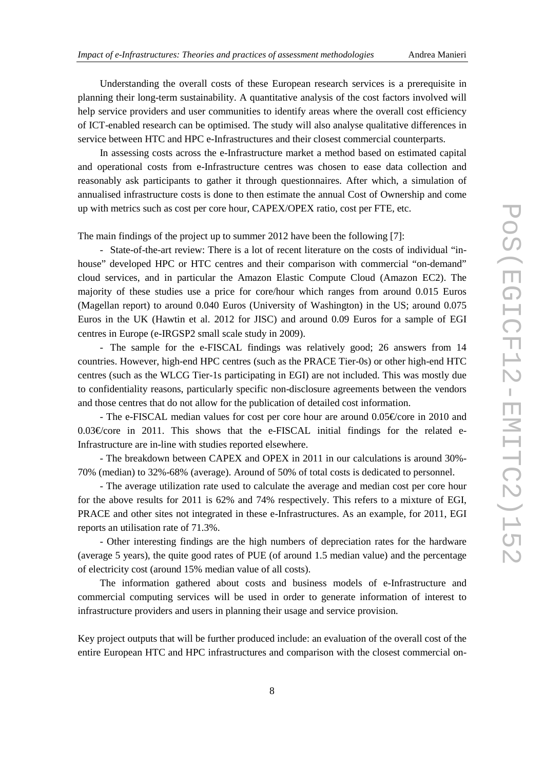Understanding the overall costs of these European research services is a prerequisite in planning their long-term sustainability. A quantitative analysis of the cost factors involved will help service providers and user communities to identify areas where the overall cost efficiency of ICT-enabled research can be optimised. The study will also analyse qualitative differences in service between HTC and HPC e-Infrastructures and their closest commercial counterparts.

In assessing costs across the e-Infrastructure market a method based on estimated capital and operational costs from e-Infrastructure centres was chosen to ease data collection and reasonably ask participants to gather it through questionnaires. After which, a simulation of annualised infrastructure costs is done to then estimate the annual Cost of Ownership and come up with metrics such as cost per core hour, CAPEX/OPEX ratio, cost per FTE, etc.

The main findings of the project up to summer 2012 have been the following [7]:

- State-of-the-art review: There is a lot of recent literature on the costs of individual "in-house" developed HPC or HTC centres and their comparison with commercial "on-demand" cloud services, and in particular the Amazon Elastic Compute Cloud (Amazon EC2). The majority of these studies use a price for core/hour which ranges from around 0.015 Euros (Magellan report) to around 0.040 Euros (University of Washington) in the US; around 0.075 Euros in the UK (Hawtin et al. 2012 for JISC) and around 0.09 Euros for a sample of EGI centres in Europe (e-IRGSP2 small scale study in 2009).

- The sample for the e-FISCAL findings was relatively good; 26 answers from 14 countries. However, high-end HPC centres (such as the PRACE Tier-0s) or other high-end HTC centres (such as the WLCG Tier-1s participating in EGI) are not included. This was mostly due to confidentiality reasons, particularly specific non-disclosure agreements between the vendors and those centres that do not allow for the publication of detailed cost information.

- The e-FISCAL median values for cost per core hour are around 0.05€/core in 2010 and 0.03€/core in 2011. This shows that the e-FISCAL initial findings for the related e-Infrastructure are in-line with studies reported elsewhere.

- The breakdown between CAPEX and OPEX in 2011 in our calculations is around 30%-70% (median) to 32%-68% (average). Around of 50% of total costs is dedicated to personnel.

- The average utilization rate used to calculate the average and median cost per core hour for the above results for 2011 is 62% and 74% respectively. This refers to a mixture of EGI, PRACE and other sites not integrated in these e-Infrastructures. As an example, for 2011, EGI reports an utilisation rate of 71.3%.

- Other interesting findings are the high numbers of depreciation rates for the hardware (average 5 years), the quite good rates of PUE (of around 1.5 median value) and the percentage of electricity cost (around 15% median value of all costs).

The information gathered about costs and business models of e-Infrastructure and commercial computing services will be used in order to generate information of interest to infrastructure providers and users in planning their usage and service provision.

Key project outputs that will be further produced include: an evaluation of the overall cost of the entire European HTC and HPC infrastructures and comparison with the closest commercial on-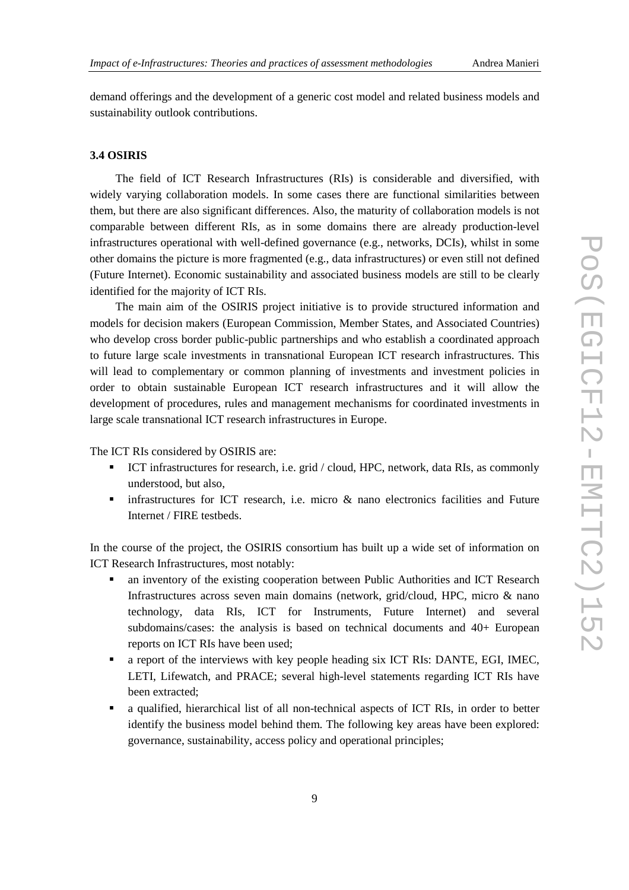demand offerings and the development of a generic cost model and related business models and sustainability outlook contributions.

### 3.4 OSIRIS

The field of ICT Research Infrastructures (RIs) is considerable and diversified, with widely varying collaboration models. In some cases there are functional similarities between them, but there are also significant differences. Also, the maturity of collaboration models is not comparable between different RIs, as in some domains there are already production-level infrastructures operational with well-defined governance (e.g., networks, DCIs), whilst in some other domains the picture is more fragmented (e.g., data infrastructures) or even still not defined (Future Internet). Economic sustainability and associated business models are still to be clearly identified for the majority of ICT RIs.

The main aim of the OSIRIS project initiative is to provide structured information and models for decision makers (European Commission, Member States, and Associated Countries) who develop cross border public-public partnerships and who establish a coordinated approach to future large scale investments in transnational European ICT research infrastructures. This will lead to complementary or common planning of investments and investment policies in order to obtain sustainable European ICT research infrastructures and it will allow the development of procedures, rules and management mechanisms for coordinated investments in large scale transnational ICT research infrastructures in Europe.

The ICT RIs considered by OSIRIS are:

- ICT infrastructures for research, i.e. grid / cloud, HPC, network, data RIs, as commonly understood, but also,
- infrastructures for ICT research, i.e. micro & nano electronics facilities and Future Internet / FIRE testbeds.

In the course of the project, the OSIRIS consortium has built up a wide set of information on ICT Research Infrastructures, most notably:

- an inventory of the existing cooperation between Public Authorities and ICT Research Infrastructures across seven main domains (network, grid/cloud, HPC, micro & nano technology, data RIs, ICT for Instruments, Future Internet) and several subdomains/cases: the analysis is based on technical documents and 40+ European reports on ICT RIs have been used;
- a report of the interviews with key people heading six ICT RIs: DANTE, EGI, IMEC, LETI, Lifewatch, and PRACE; several high-level statements regarding ICT RIs have been extracted;
- a qualified, hierarchical list of all non-technical aspects of ICT RIs, in order to better identify the business model behind them. The following key areas have been explored: governance, sustainability, access policy and operational principles;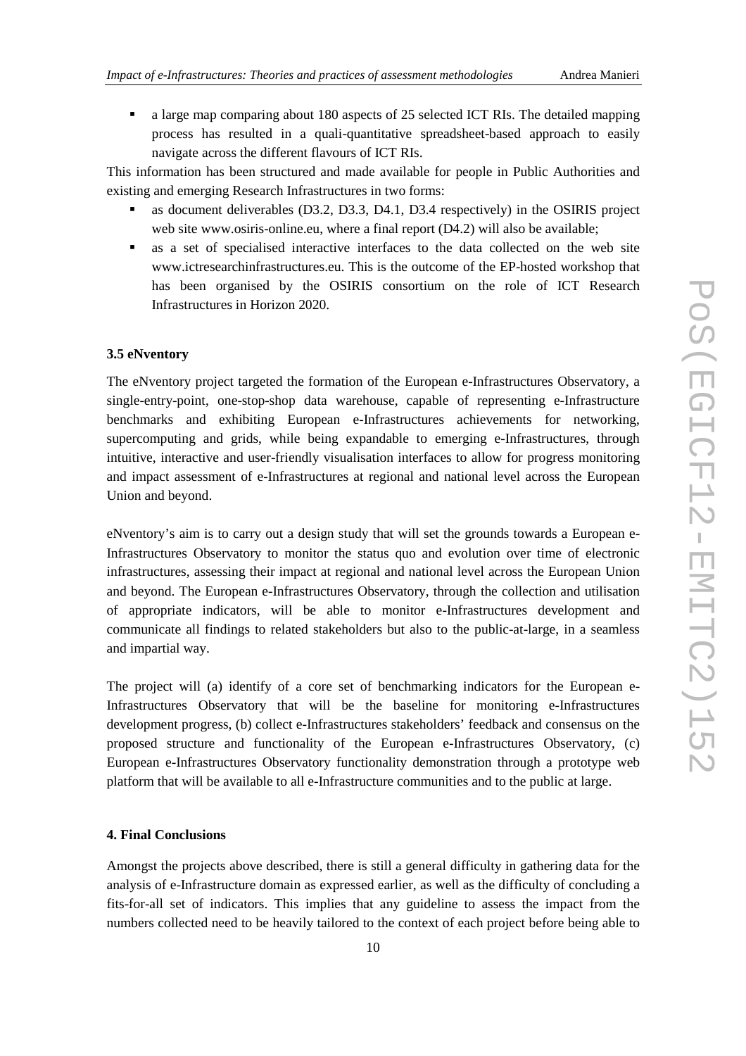- a large map comparing about 180 aspects of 25 selected ICT RIs. The detailed mapping process has resulted in a quali-quantitative spreadsheet-based approach to easily navigate across the different flavours of ICT RIs.

This information has been structured and made available for people in Public Authorities and existing and emerging Research Infrastructures in two forms:

- as document deliverables (D3.2, D3.3, D4.1, D3.4 respectively) in the OSIRIS project web site www.osiris-online.eu, where a final report (D4.2) will also be available;
- as a set of specialised interactive interfaces to the data collected on the web site www.ictresearchinfrastructures.eu. This is the outcome of the EP-hosted workshop that has been organised by the OSIRIS consortium on the role of ICT Research Infrastructures in Horizon 2020.

### 3.5 eNventory

The eNventory project targeted the formation of the European e-Infrastructures Observatory, a single-entry-point, one-stop-shop data warehouse, capable of representing e-Infrastructure benchmarks and exhibiting European e-Infrastructures achievements for networking, supercomputing and grids, while being expandable to emerging e-Infrastructures, through intuitive, interactive and user-friendly visualisation interfaces to allow for progress monitoring and impact assessment of e-Infrastructures at regional and national level across the European Union and beyond.

eNventory's aim is to carry out a design study that will set the grounds towards a European e-Infrastructures Observatory to monitor the status quo and evolution over time of electronic infrastructures, assessing their impact at regional and national level across the European Union and beyond. The European e-Infrastructures Observatory, through the collection and utilisation of appropriate indicators, will be able to monitor e-Infrastructures development and communicate all findings to related stakeholders but also to the public-at-large, in a seamless and impartial way.

The project will (a) identify of a core set of benchmarking indicators for the European e-Infrastructures Observatory that will be the baseline for monitoring e-Infrastructures development progress, (b) collect e-Infrastructures stakeholders' feedback and consensus on the proposed structure and functionality of the European e-Infrastructures Observatory, (c) European e-Infrastructures Observatory functionality demonstration through a prototype web platform that will be available to all e-Infrastructure communities and to the public at large.

## 4. Final Conclusions

Amongst the projects above described, there is still a general difficulty in gathering data for the analysis of e-Infrastructure domain as expressed earlier, as well as the difficulty of concluding a fits-for-all set of indicators. This implies that any guideline to assess the impact from the numbers collected need to be heavily tailored to the context of each project before being able to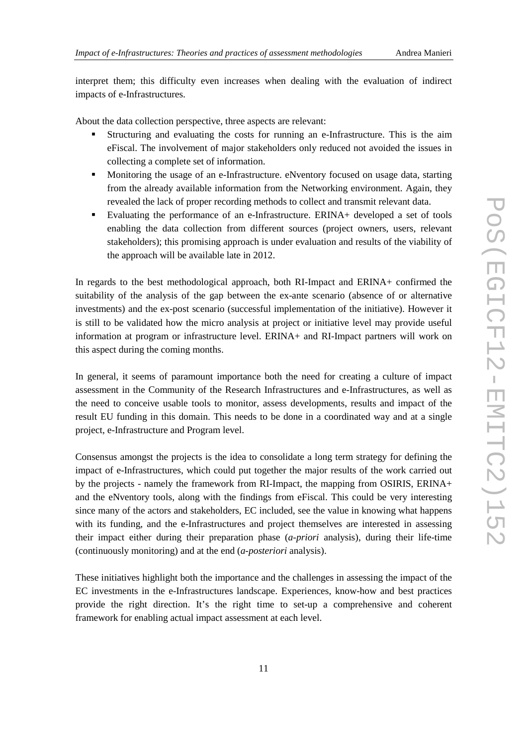interpret them; this difficulty even increases when dealing with the evaluation of indirect impacts of e-Infrastructures.

About the data collection perspective, three aspects are relevant:

- Structuring and evaluating the costs for running an e-Infrastructure. This is the aim eFiscal. The involvement of major stakeholders only reduced not avoided the issues in collecting a complete set of information.
- Monitoring the usage of an e-Infrastructure. eNventory focused on usage data, starting from the already available information from the Networking environment. Again, they revealed the lack of proper recording methods to collect and transmit relevant data.
- Evaluating the performance of an e-Infrastructure. ERINA+ developed a set of tools enabling the data collection from different sources (project owners, users, relevant stakeholders); this promising approach is under evaluation and results of the viability of the approach will be available late in 2012.

In regards to the best methodological approach, both RI-Impact and ERINA+ confirmed the suitability of the analysis of the gap between the ex-ante scenario (absence of or alternative investments) and the ex-post scenario (successful implementation of the initiative). However it is still to be validated how the micro analysis at project or initiative level may provide useful information at program or infrastructure level. ERINA+ and RI-Impact partners will work on this aspect during the coming months.

In general, it seems of paramount importance both the need for creating a culture of impact assessment in the Community of the Research Infrastructures and e-Infrastructures, as well as the need to conceive usable tools to monitor, assess developments, results and impact of the result EU funding in this domain. This needs to be done in a coordinated way and at a single project, e-Infrastructure and Program level.

Consensus amongst the projects is the idea to consolidate a long term strategy for defining the impact of e-Infrastructures, which could put together the major results of the work carried out by the projects - namely the framework from RI-Impact, the mapping from OSIRIS, ERINA+ and the eNventory tools, along with the findings from eFiscal. This could be very interesting since many of the actors and stakeholders, EC included, see the value in knowing what happens with its funding, and the e-Infrastructures and project themselves are interested in assessing their impact either during their preparation phase (*a-priori* analysis), during their life-time (continuously monitoring) and at the end (*a-posteriori* analysis).

These initiatives highlight both the importance and the challenges in assessing the impact of the EC investments in the e-Infrastructures landscape. Experiences, know-how and best practices provide the right direction. It's the right time to set-up a comprehensive and coherent framework for enabling actual impact assessment at each level.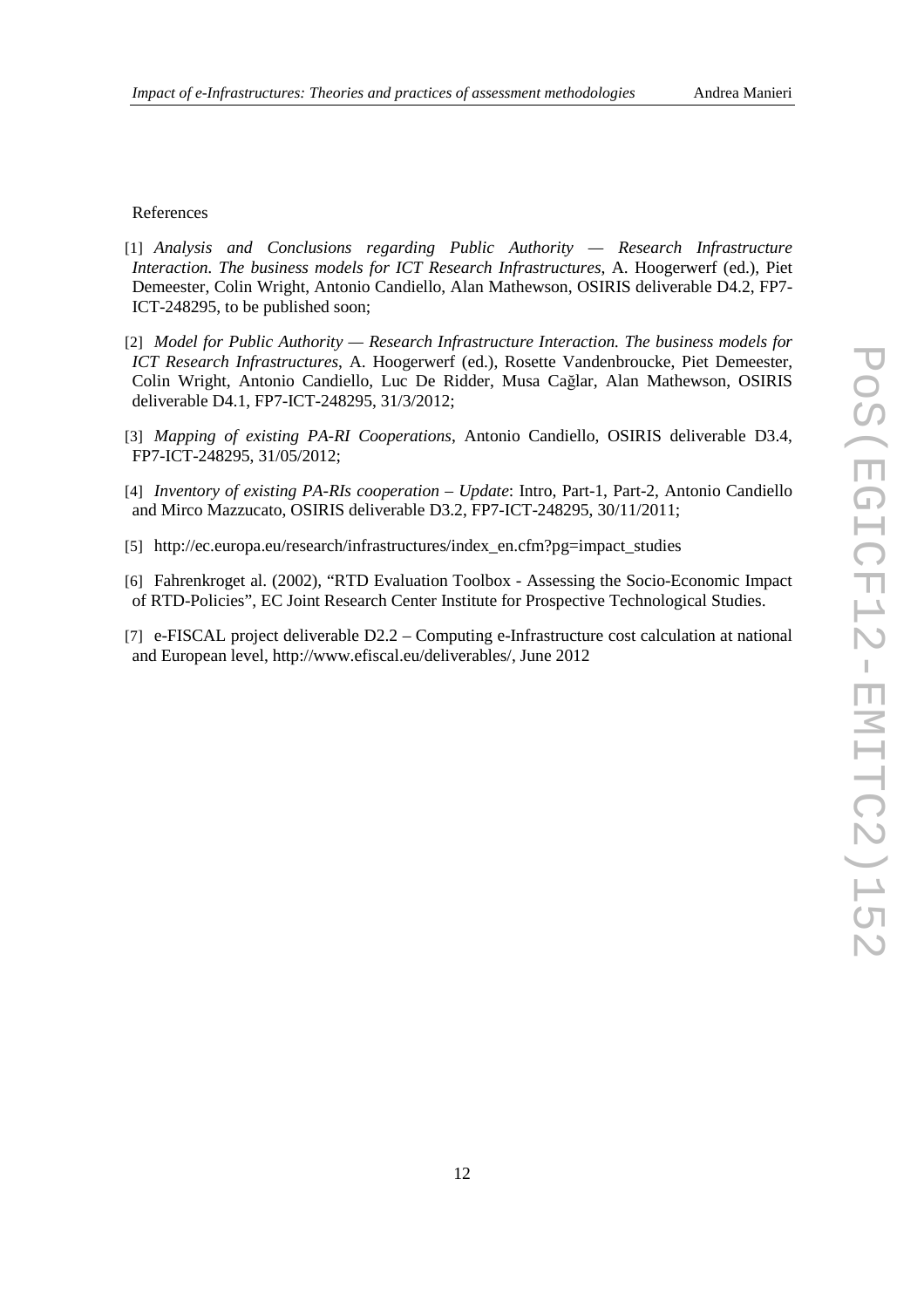References

[1] *Analysis and Conclusions regarding Public Authority — Research Infrastructure Interaction. The business models for ICT Research Infrastructures*, A. Hoogerwerf (ed.), Piet Demeester, Colin Wright, Antonio Candiello, Alan Mathewson, OSIRIS deliverable D4.2, FP7-ICT-248295, to be published soon;

[2] *Model for Public Authority — Research Infrastructure Interaction. The business models for ICT Research Infrastructures*, A. Hoogerwerf (ed.), Rosette Vandenbroucke, Piet Demeester, Colin Wright, Antonio Candiello, Luc De Ridder, Musa Cağlar, Alan Mathewson, OSIRIS deliverable D4.1, FP7-ICT-248295, 31/3/2012;

[3] *Mapping of existing PA-RI Cooperations*, Antonio Candiello, OSIRIS deliverable D3.4, FP7-ICT-248295, 31/05/2012;

[4] *Inventory of existing PA-RIs cooperation – Update*: Intro, Part-1, Part-2, Antonio Candiello and Mirco Mazzucato, OSIRIS deliverable D3.2, FP7-ICT-248295, 30/11/2011;

[5] http://ec.europa.eu/research/infrastructures/index_en.cfm?pg=impact_studies

[6] Fahrenkroget al. (2002), "RTD Evaluation Toolbox - Assessing the Socio-Economic Impact of RTD-Policies", EC Joint Research Center Institute for Prospective Technological Studies.

[7] e-FISCAL project deliverable D2.2 – Computing e-Infrastructure cost calculation at national and European level, http://www.efiscal.eu/deliverables/, June 2012